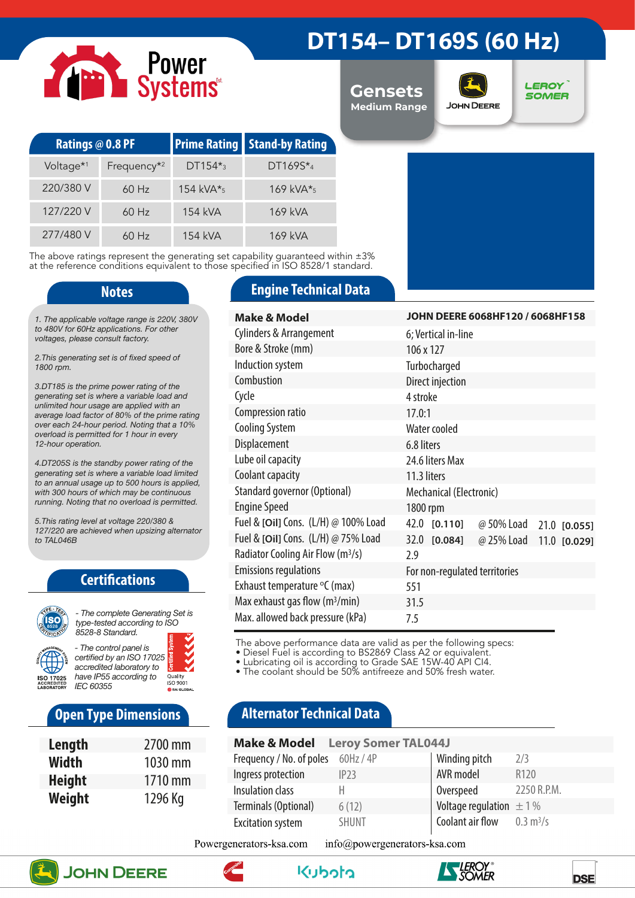# DT154– DT169S (60 Hz)

Power Systems

Gensets
Medium Range

JOHN DEERE | LEROY SOMER

| Ratings @ 0.8 PF | | Prime Rating | Stand-by Rating |
|---|---|---|---|
| Voltage*1 | Frequency*2 | DT154*3 | DT169S*4 |
| 220/380 V | 60 Hz | 154 kVA*5 | 169 kVA*5 |
| 127/220 V | 60 Hz | 154 kVA | 169 kVA |
| 277/480 V | 60 Hz | 154 kVA | 169 kVA |

The above ratings represent the generating set capability guaranteed within ±3% at the reference conditions equivalent to those specified in ISO 8528/1 standard.

## Notes

*1. The applicable voltage range is 220V, 380V to 480V for 60Hz applications. For other voltages, please consult factory.*

*2.This generating set is of fixed speed of 1800 rpm.*

*3.DT185 is the prime power rating of the generating set is where a variable load and unlimited hour usage are applied with an average load factor of 80% of the prime rating over each 24-hour period. Noting that a 10% overload is permitted for 1 hour in every 12-hour operation.*

*4.DT205S is the standby power rating of the generating set is where a variable load limited to an annual usage up to 500 hours is applied, with 300 hours of which may be continuous running. Noting that no overload is permitted.*

*5.This rating level at voltage 220/380 & 127/220 are achieved when upsizing alternator to TAL046B*

## Certifications

*- The complete Generating Set is type-tested according to ISO 8528-8 Standard.*

*- The control panel is certified by an ISO 17025 accredited laboratory to have IP55 according to IEC 60355*

ISO 17025 ACCREDITED LABORATORY — Certified System Quality ISO 9001 SAI GLOBAL

## Open Type Dimensions

| | |
|---|---|
| **Length** | 2700 mm |
| **Width** | 1030 mm |
| **Height** | 1710 mm |
| **Weight** | 1296 Kg |

## Engine Technical Data

| **Make & Model** | **JOHN DEERE 6068HF120 / 6068HF158** |
|---|---|
| Cylinders & Arrangement | 6; Vertical in-line |
| Bore & Stroke (mm) | 106 x 127 |
| Induction system | Turbocharged |
| Combustion | Direct injection |
| Cycle | 4 stroke |
| Compression ratio | 17.0:1 |
| Cooling System | Water cooled |
| Displacement | 6.8 liters |
| Lube oil capacity | 24.6 liters Max |
| Coolant capacity | 11.3 liters |
| Standard governor (Optional) | Mechanical (Electronic) |
| Engine Speed | 1800 rpm |
| Fuel & [Oil] Cons. (L/H) @ 100% Load | 42.0 [0.110] @ 50% Load 21.0 [0.055] |
| Fuel & [Oil] Cons. (L/H) @ 75% Load | 32.0 [0.084] @ 25% Load 11.0 [0.029] |
| Radiator Cooling Air Flow ($m^3/s$) | 2.9 |
| Emissions regulations | For non-regulated territories |
| Exhaust temperature °C (max) | 551 |
| Max exhaust gas flow ($m^3/min$) | 31.5 |
| Max. allowed back pressure (kPa) | 7.5 |

The above performance data are valid as per the following specs:
- Diesel Fuel is according to BS2869 Class A2 or equivalent.
- Lubricating oil is according to Grade SAE 15W-40 API CI4.
- The coolant should be 50% antifreeze and 50% fresh water.

## Alternator Technical Data

| **Make & Model** | **Leroy Somer TAL044J** | | |
|---|---|---|---|
| Frequency / No. of poles | 60Hz / 4P | Winding pitch | 2/3 |
| Ingress protection | IP23 | AVR model | R120 |
| Insulation class | H | Overspeed | 2250 R.P.M. |
| Terminals (Optional) | 6 (12) | Voltage regulation | ± 1 % |
| Excitation system | SHUNT | Coolant air flow | 0.3 $m^3/s$ |

Powergenerators-ksa.com info@powergenerators-ksa.com

JOHN DEERE | Cummins | Kubota | LEROY SOMER | DSE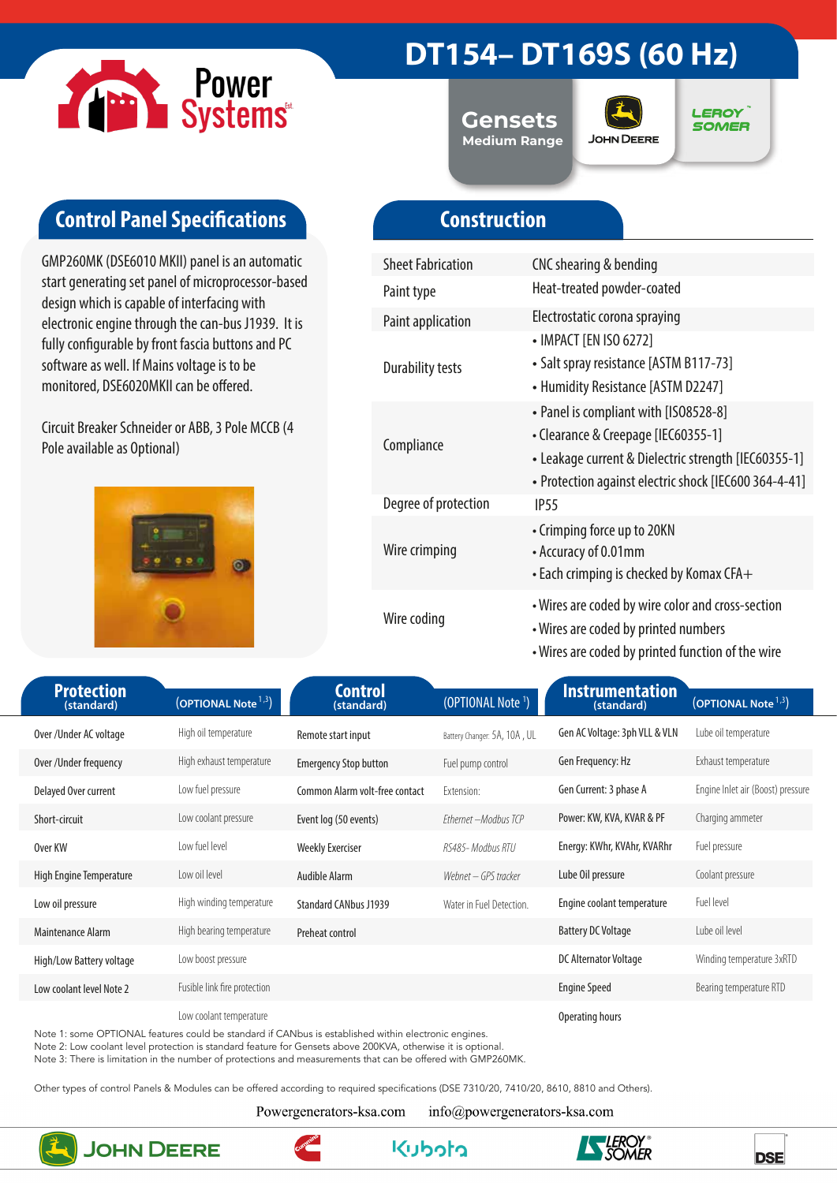# DT154– DT169S (60 Hz)

Gensets
Medium Range

## Control Panel Specifications

GMP260MK (DSE6010 MKII) panel is an automatic start generating set panel of microprocessor-based design which is capable of interfacing with electronic engine through the can-bus J1939. It is fully configurable by front fascia buttons and PC software as well. If Mains voltage is to be monitored, DSE6020MKII can be offered.

Circuit Breaker Schneider or ABB, 3 Pole MCCB (4 Pole available as Optional)

## Construction

| | |
|---|---|
| Sheet Fabrication | CNC shearing & bending |
| Paint type | Heat-treated powder-coated |
| Paint application | Electrostatic corona spraying |
| Durability tests | • IMPACT [EN ISO 6272]<br>• Salt spray resistance [ASTM B117-73]<br>• Humidity Resistance [ASTM D2247] |
| Compliance | • Panel is compliant with [IS08528-8]<br>• Clearance & Creepage [IEC60355-1]<br>• Leakage current & Dielectric strength [IEC60355-1]<br>• Protection against electric shock [IEC600 364-4-41] |
| Degree of protection | IP55 |
| Wire crimping | • Crimping force up to 20KN<br>• Accuracy of 0.01mm<br>• Each crimping is checked by Komax CFA+ |
| Wire coding | • Wires are coded by wire color and cross-section<br>• Wires are coded by printed numbers<br>• Wires are coded by printed function of the wire |

| Protection (standard) | (OPTIONAL Note [1,3]) | Control (standard) | (OPTIONAL Note [1]) | Instrumentation (standard) | (OPTIONAL Note [1,3]) |
|---|---|---|---|---|---|
| Over /Under AC voltage | High oil temperature | Remote start input | Battery Changer: 5A, 10A , UL | Gen AC Voltage: 3ph VLL & VLN | Lube oil temperature |
| Over /Under frequency | High exhaust temperature | Emergency Stop button | Fuel pump control | Gen Frequency: Hz | Exhaust temperature |
| Delayed Over current | Low fuel pressure | Common Alarm volt-free contact | Extension: | Gen Current: 3 phase A | Engine Inlet air (Boost) pressure |
| Short-circuit | Low coolant pressure | Event log (50 events) | *Ethernet –Modbus TCP* | Power: KW, KVA, KVAR & PF | Charging ammeter |
| Over KW | Low fuel level | Weekly Exerciser | *RS485- Modbus RTU* | Energy: KWhr, KVAhr, KVARhr | Fuel pressure |
| High Engine Temperature | Low oil level | Audible Alarm | *Webnet – GPS tracker* | Lube Oil pressure | Coolant pressure |
| Low oil pressure | High winding temperature | Standard CANbus J1939 | Water in Fuel Detection. | Engine coolant temperature | Fuel level |
| Maintenance Alarm | High bearing temperature | Preheat control | | Battery DC Voltage | Lube oil level |
| High/Low Battery voltage | Low boost pressure | | | DC Alternator Voltage | Winding temperature 3xRTD |
| Low coolant level Note 2 | Fusible link fire protection | | | Engine Speed | Bearing temperature RTD |
| | Low coolant temperature | | | Operating hours | |

Note 1: some OPTIONAL features could be standard if CANbus is established within electronic engines.
Note 2: Low coolant level protection is standard feature for Gensets above 200KVA, otherwise it is optional.
Note 3: There is limitation in the number of protections and measurements that can be offered with GMP260MK.

Other types of control Panels & Modules can be offered according to required specifications (DSE 7310/20, 7410/20, 8610, 8810 and Others).

Powergenerators-ksa.com info@powergenerators-ksa.com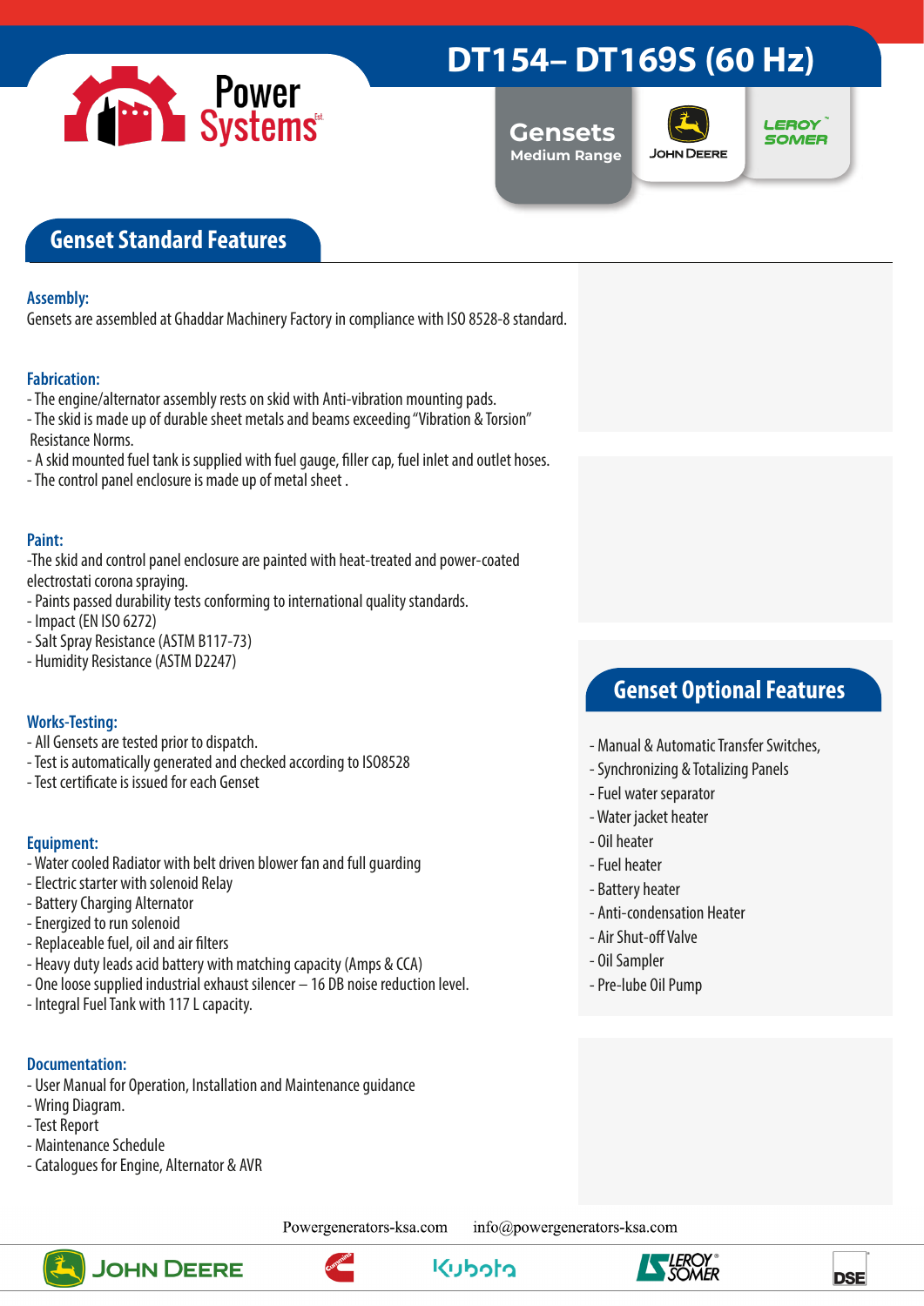# DT154– DT169S (60 Hz)

Power Systems

Gensets
Medium Range

## Genset Standard Features

**Assembly:**
Gensets are assembled at Ghaddar Machinery Factory in compliance with ISO 8528-8 standard.

**Fabrication:**
- The engine/alternator assembly rests on skid with Anti-vibration mounting pads.
- The skid is made up of durable sheet metals and beams exceeding "Vibration & Torsion" Resistance Norms.
- A skid mounted fuel tank is supplied with fuel gauge, filler cap, fuel inlet and outlet hoses.
- The control panel enclosure is made up of metal sheet .

**Paint:**
-The skid and control panel enclosure are painted with heat-treated and power-coated electrostati corona spraying.
- Paints passed durability tests conforming to international quality standards.
- Impact (EN ISO 6272)
- Salt Spray Resistance (ASTM B117-73)
- Humidity Resistance (ASTM D2247)

**Works-Testing:**
- All Gensets are tested prior to dispatch.
- Test is automatically generated and checked according to ISO8528
- Test certificate is issued for each Genset

**Equipment:**
- Water cooled Radiator with belt driven blower fan and full guarding
- Electric starter with solenoid Relay
- Battery Charging Alternator
- Energized to run solenoid
- Replaceable fuel, oil and air filters
- Heavy duty leads acid battery with matching capacity (Amps & CCA)
- One loose supplied industrial exhaust silencer – 16 DB noise reduction level.
- Integral Fuel Tank with 117 L capacity.

**Documentation:**
- User Manual for Operation, Installation and Maintenance guidance
- Wring Diagram.
- Test Report
- Maintenance Schedule
- Catalogues for Engine, Alternator & AVR

## Genset Optional Features

- Manual & Automatic Transfer Switches,
- Synchronizing & Totalizing Panels
- Fuel water separator
- Water jacket heater
- Oil heater
- Fuel heater
- Battery heater
- Anti-condensation Heater
- Air Shut-off Valve
- Oil Sampler
- Pre-lube Oil Pump

Powergenerators-ksa.com info@powergenerators-ksa.com